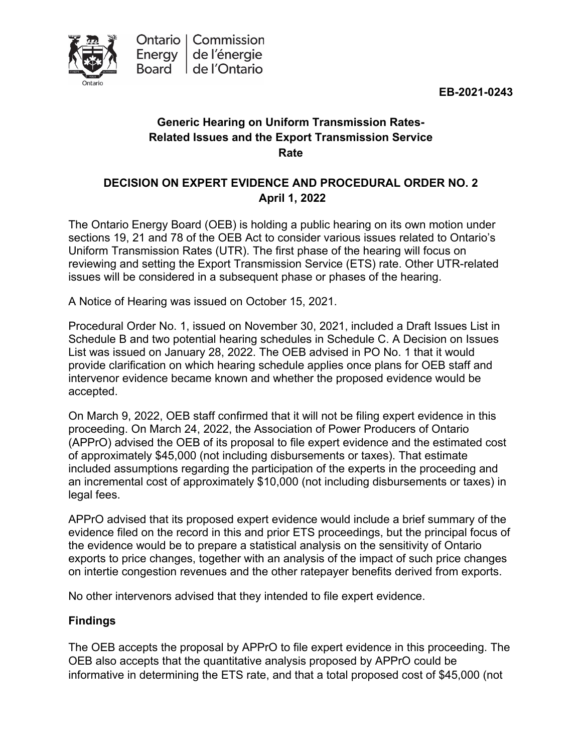Ontario Energy Board | Commission de l'énergie de l'Ontario

**EB-2021-0243**

## Generic Hearing on Uniform Transmission Rates-Related Issues and the Export Transmission Service Rate

## DECISION ON EXPERT EVIDENCE AND PROCEDURAL ORDER NO. 2
**April 1, 2022**

The Ontario Energy Board (OEB) is holding a public hearing on its own motion under sections 19, 21 and 78 of the OEB Act to consider various issues related to Ontario's Uniform Transmission Rates (UTR). The first phase of the hearing will focus on reviewing and setting the Export Transmission Service (ETS) rate. Other UTR-related issues will be considered in a subsequent phase or phases of the hearing.

A Notice of Hearing was issued on October 15, 2021.

Procedural Order No. 1, issued on November 30, 2021, included a Draft Issues List in Schedule B and two potential hearing schedules in Schedule C. A Decision on Issues List was issued on January 28, 2022. The OEB advised in PO No. 1 that it would provide clarification on which hearing schedule applies once plans for OEB staff and intervenor evidence became known and whether the proposed evidence would be accepted.

On March 9, 2022, OEB staff confirmed that it will not be filing expert evidence in this proceeding. On March 24, 2022, the Association of Power Producers of Ontario (APPrO) advised the OEB of its proposal to file expert evidence and the estimated cost of approximately $45,000 (not including disbursements or taxes). That estimate included assumptions regarding the participation of the experts in the proceeding and an incremental cost of approximately $10,000 (not including disbursements or taxes) in legal fees.

APPrO advised that its proposed expert evidence would include a brief summary of the evidence filed on the record in this and prior ETS proceedings, but the principal focus of the evidence would be to prepare a statistical analysis on the sensitivity of Ontario exports to price changes, together with an analysis of the impact of such price changes on intertie congestion revenues and the other ratepayer benefits derived from exports.

No other intervenors advised that they intended to file expert evidence.

### Findings

The OEB accepts the proposal by APPrO to file expert evidence in this proceeding. The OEB also accepts that the quantitative analysis proposed by APPrO could be informative in determining the ETS rate, and that a total proposed cost of $45,000 (not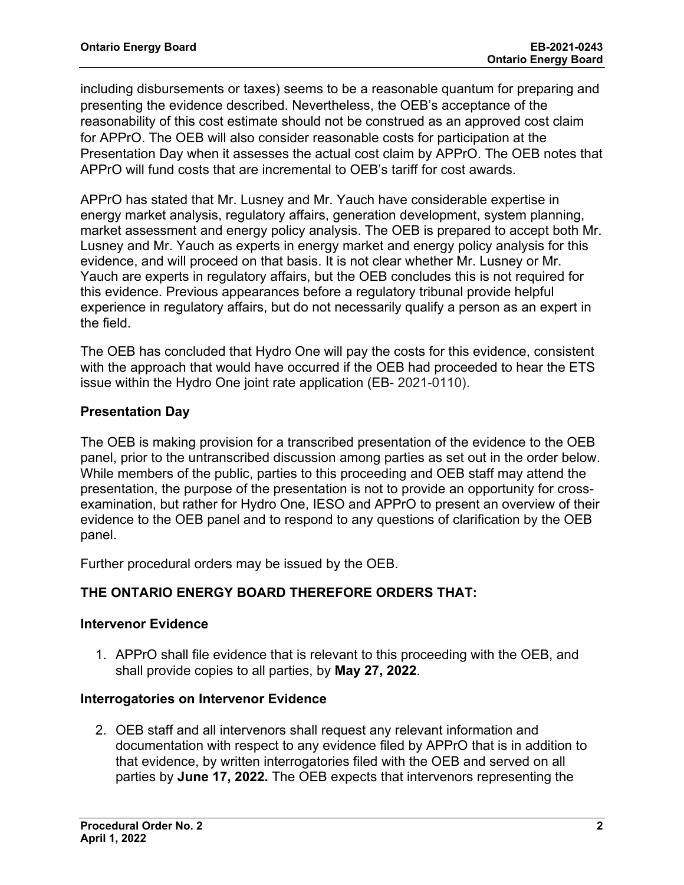including disbursements or taxes) seems to be a reasonable quantum for preparing and presenting the evidence described. Nevertheless, the OEB's acceptance of the reasonability of this cost estimate should not be construed as an approved cost claim for APPrO. The OEB will also consider reasonable costs for participation at the Presentation Day when it assesses the actual cost claim by APPrO. The OEB notes that APPrO will fund costs that are incremental to OEB's tariff for cost awards.

APPrO has stated that Mr. Lusney and Mr. Yauch have considerable expertise in energy market analysis, regulatory affairs, generation development, system planning, market assessment and energy policy analysis. The OEB is prepared to accept both Mr. Lusney and Mr. Yauch as experts in energy market and energy policy analysis for this evidence, and will proceed on that basis. It is not clear whether Mr. Lusney or Mr. Yauch are experts in regulatory affairs, but the OEB concludes this is not required for this evidence. Previous appearances before a regulatory tribunal provide helpful experience in regulatory affairs, but do not necessarily qualify a person as an expert in the field.

The OEB has concluded that Hydro One will pay the costs for this evidence, consistent with the approach that would have occurred if the OEB had proceeded to hear the ETS issue within the Hydro One joint rate application (EB- 2021-0110).

## Presentation Day

The OEB is making provision for a transcribed presentation of the evidence to the OEB panel, prior to the untranscribed discussion among parties as set out in the order below. While members of the public, parties to this proceeding and OEB staff may attend the presentation, the purpose of the presentation is not to provide an opportunity for cross-examination, but rather for Hydro One, IESO and APPrO to present an overview of their evidence to the OEB panel and to respond to any questions of clarification by the OEB panel.

Further procedural orders may be issued by the OEB.

## THE ONTARIO ENERGY BOARD THEREFORE ORDERS THAT:

### Intervenor Evidence

1. APPrO shall file evidence that is relevant to this proceeding with the OEB, and shall provide copies to all parties, by **May 27, 2022**.

### Interrogatories on Intervenor Evidence

2. OEB staff and all intervenors shall request any relevant information and documentation with respect to any evidence filed by APPrO that is in addition to that evidence, by written interrogatories filed with the OEB and served on all parties by **June 17, 2022.** The OEB expects that intervenors representing the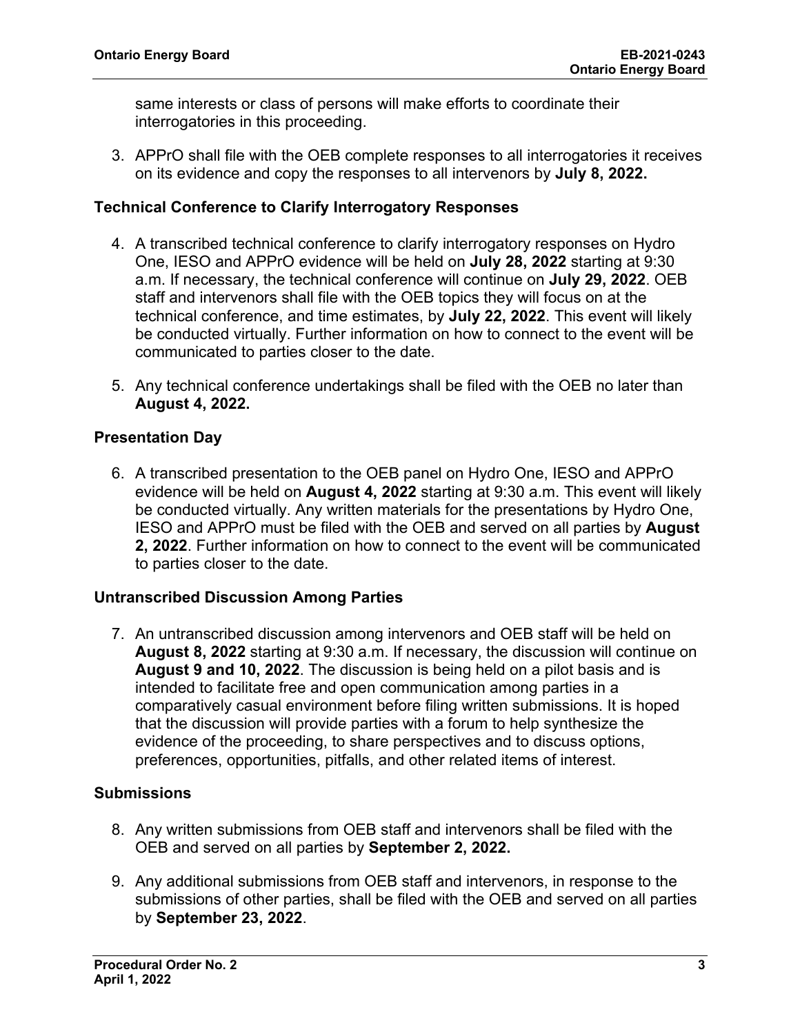same interests or class of persons will make efforts to coordinate their interrogatories in this proceeding.

3. APPrO shall file with the OEB complete responses to all interrogatories it receives on its evidence and copy the responses to all intervenors by **July 8, 2022.**

## Technical Conference to Clarify Interrogatory Responses

4. A transcribed technical conference to clarify interrogatory responses on Hydro One, IESO and APPrO evidence will be held on **July 28, 2022** starting at 9:30 a.m. If necessary, the technical conference will continue on **July 29, 2022**. OEB staff and intervenors shall file with the OEB topics they will focus on at the technical conference, and time estimates, by **July 22, 2022**. This event will likely be conducted virtually. Further information on how to connect to the event will be communicated to parties closer to the date.

5. Any technical conference undertakings shall be filed with the OEB no later than **August 4, 2022.**

## Presentation Day

6. A transcribed presentation to the OEB panel on Hydro One, IESO and APPrO evidence will be held on **August 4, 2022** starting at 9:30 a.m. This event will likely be conducted virtually. Any written materials for the presentations by Hydro One, IESO and APPrO must be filed with the OEB and served on all parties by **August 2, 2022**. Further information on how to connect to the event will be communicated to parties closer to the date.

## Untranscribed Discussion Among Parties

7. An untranscribed discussion among intervenors and OEB staff will be held on **August 8, 2022** starting at 9:30 a.m. If necessary, the discussion will continue on **August 9 and 10, 2022**. The discussion is being held on a pilot basis and is intended to facilitate free and open communication among parties in a comparatively casual environment before filing written submissions. It is hoped that the discussion will provide parties with a forum to help synthesize the evidence of the proceeding, to share perspectives and to discuss options, preferences, opportunities, pitfalls, and other related items of interest.

## Submissions

8. Any written submissions from OEB staff and intervenors shall be filed with the OEB and served on all parties by **September 2, 2022.**

9. Any additional submissions from OEB staff and intervenors, in response to the submissions of other parties, shall be filed with the OEB and served on all parties by **September 23, 2022**.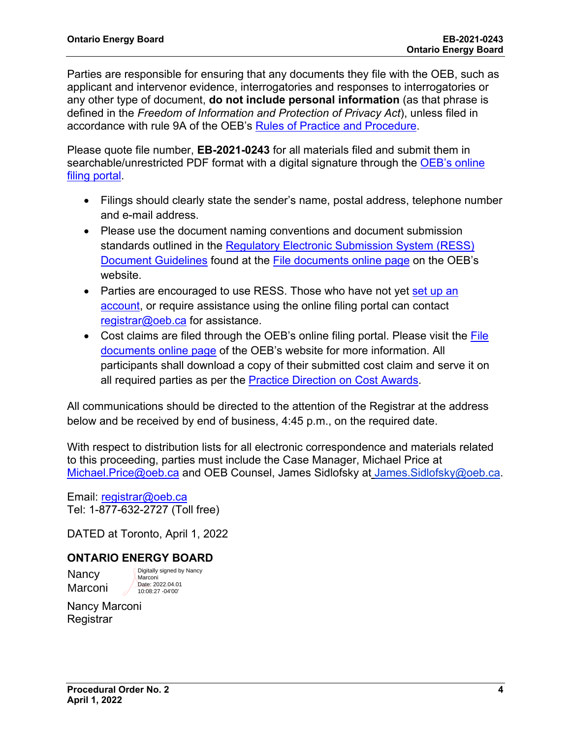Parties are responsible for ensuring that any documents they file with the OEB, such as applicant and intervenor evidence, interrogatories and responses to interrogatories or any other type of document, **do not include personal information** (as that phrase is defined in the *Freedom of Information and Protection of Privacy Act*), unless filed in accordance with rule 9A of the OEB's Rules of Practice and Procedure.

Please quote file number, **EB-2021-0243** for all materials filed and submit them in searchable/unrestricted PDF format with a digital signature through the OEB's online filing portal.

- Filings should clearly state the sender's name, postal address, telephone number and e-mail address.
- Please use the document naming conventions and document submission standards outlined in the Regulatory Electronic Submission System (RESS) Document Guidelines found at the File documents online page on the OEB's website.
- Parties are encouraged to use RESS. Those who have not yet set up an account, or require assistance using the online filing portal can contact registrar@oeb.ca for assistance.
- Cost claims are filed through the OEB's online filing portal. Please visit the File documents online page of the OEB's website for more information. All participants shall download a copy of their submitted cost claim and serve it on all required parties as per the Practice Direction on Cost Awards.

All communications should be directed to the attention of the Registrar at the address below and be received by end of business, 4:45 p.m., on the required date.

With respect to distribution lists for all electronic correspondence and materials related to this proceeding, parties must include the Case Manager, Michael Price at Michael.Price@oeb.ca and OEB Counsel, James Sidlofsky at James.Sidlofsky@oeb.ca.

Email: registrar@oeb.ca
Tel: 1-877-632-2727 (Toll free)

DATED at Toronto, April 1, 2022

**ONTARIO ENERGY BOARD**

Nancy Marconi

Digitally signed by Nancy Marconi
Date: 2022.04.01 10:08:27 -04'00'

Nancy Marconi
Registrar